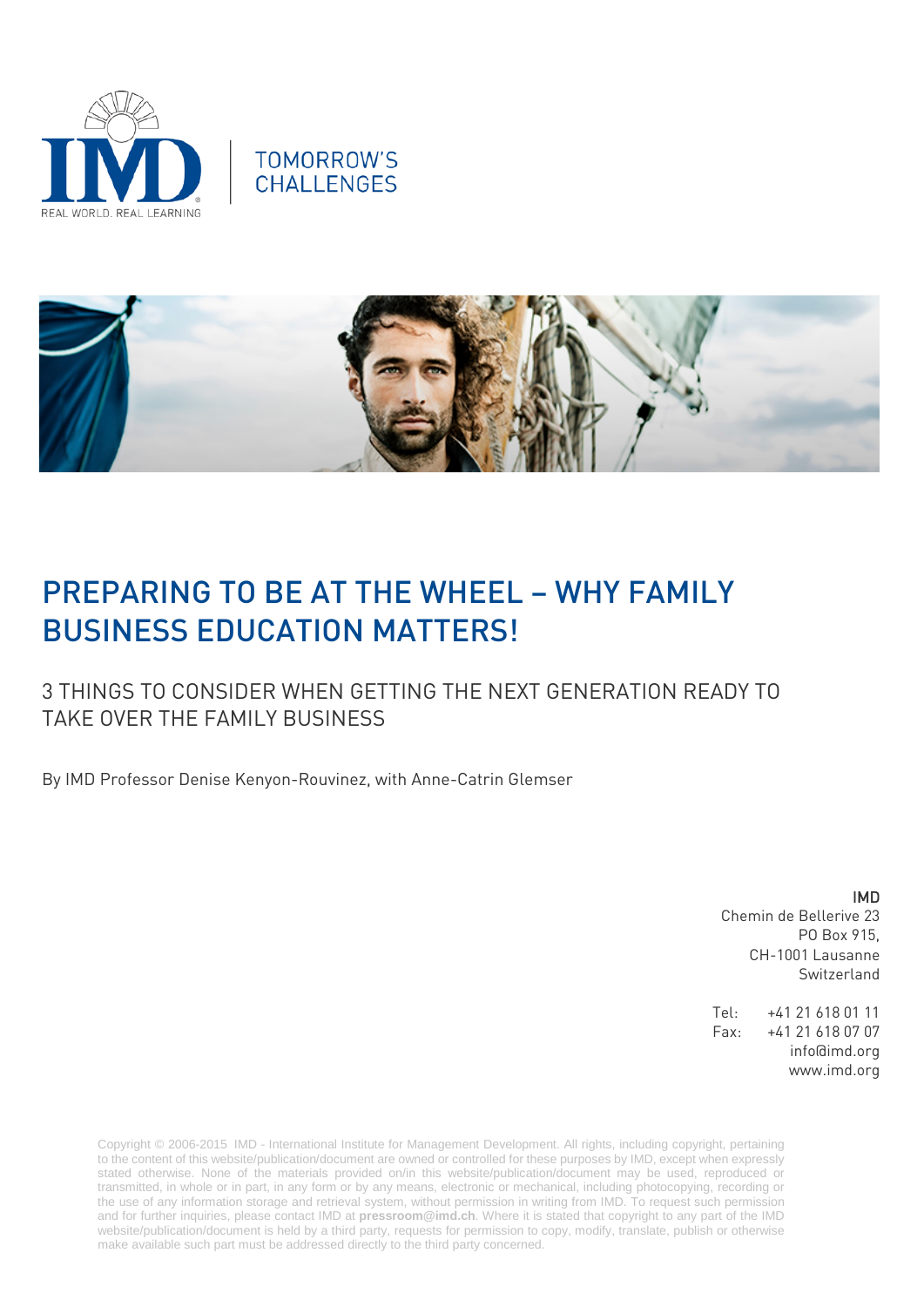TOMORROW'S CHALLENGES

# PREPARING TO BE AT THE WHEEL – WHY FAMILY BUSINESS EDUCATION MATTERS!

## 3 THINGS TO CONSIDER WHEN GETTING THE NEXT GENERATION READY TO TAKE OVER THE FAMILY BUSINESS

By IMD Professor Denise Kenyon-Rouvinez, with Anne-Catrin Glemser

IMD
Chemin de Bellerive 23
PO Box 915,
CH-1001 Lausanne
Switzerland

Tel: +41 21 618 01 11
Fax: +41 21 618 07 07
info@imd.org
www.imd.org

Copyright © 2006-2015 IMD - International Institute for Management Development. All rights, including copyright, pertaining to the content of this website/publication/document are owned or controlled for these purposes by IMD, except when expressly stated otherwise. None of the materials provided on/in this website/publication/document may be used, reproduced or transmitted, in whole or in part, in any form or by any means, electronic or mechanical, including photocopying, recording or the use of any information storage and retrieval system, without permission in writing from IMD. To request such permission and for further inquiries, please contact IMD at **pressroom@imd.ch**. Where it is stated that copyright to any part of the IMD website/publication/document is held by a third party, requests for permission to copy, modify, translate, publish or otherwise make available such part must be addressed directly to the third party concerned.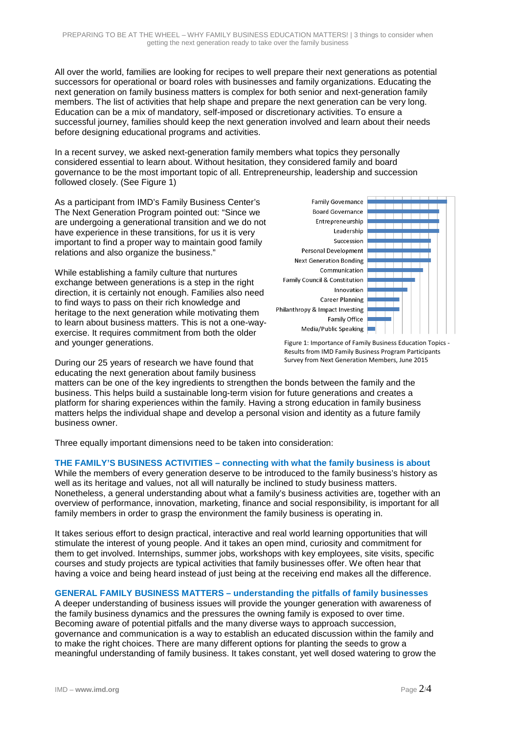All over the world, families are looking for recipes to well prepare their next generations as potential successors for operational or board roles with businesses and family organizations. Educating the next generation on family business matters is complex for both senior and next-generation family members. The list of activities that help shape and prepare the next generation can be very long. Education can be a mix of mandatory, self-imposed or discretionary activities. To ensure a successful journey, families should keep the next generation involved and learn about their needs before designing educational programs and activities.

In a recent survey, we asked next-generation family members what topics they personally considered essential to learn about. Without hesitation, they considered family and board governance to be the most important topic of all. Entrepreneurship, leadership and succession followed closely. (See Figure 1)

As a participant from IMD's Family Business Center's The Next Generation Program pointed out: "Since we are undergoing a generational transition and we do not have experience in these transitions, for us it is very important to find a proper way to maintain good family relations and also organize the business."

While establishing a family culture that nurtures exchange between generations is a step in the right direction, it is certainly not enough. Families also need to find ways to pass on their rich knowledge and heritage to the next generation while motivating them to learn about business matters. This is not a one-way-exercise. It requires commitment from both the older and younger generations.

Figure 1 (bar chart, topics in order of importance): Family Governance; Board Governance; Entrepreneurship; Leadership; Succession; Personal Development; Next Generation Bonding; Communication; Family Council & Constitution; Innovation; Career Planning; Philanthropy & Impact Investing; Family Office; Media/Public Speaking

Figure 1: Importance of Family Business Education Topics - Results from IMD Family Business Program Participants Survey from Next Generation Members, June 2015

During our 25 years of research we have found that educating the next generation about family business matters can be one of the key ingredients to strengthen the bonds between the family and the business. This helps build a sustainable long-term vision for future generations and creates a platform for sharing experiences within the family. Having a strong education in family business matters helps the individual shape and develop a personal vision and identity as a future family business owner.

Three equally important dimensions need to be taken into consideration:

### THE FAMILY'S BUSINESS ACTIVITIES – connecting with what the family business is about

While the members of every generation deserve to be introduced to the family business's history as well as its heritage and values, not all will naturally be inclined to study business matters. Nonetheless, a general understanding about what a family's business activities are, together with an overview of performance, innovation, marketing, finance and social responsibility, is important for all family members in order to grasp the environment the family business is operating in.

It takes serious effort to design practical, interactive and real world learning opportunities that will stimulate the interest of young people. And it takes an open mind, curiosity and commitment for them to get involved. Internships, summer jobs, workshops with key employees, site visits, specific courses and study projects are typical activities that family businesses offer. We often hear that having a voice and being heard instead of just being at the receiving end makes all the difference.

### GENERAL FAMILY BUSINESS MATTERS – understanding the pitfalls of family businesses

A deeper understanding of business issues will provide the younger generation with awareness of the family business dynamics and the pressures the owning family is exposed to over time. Becoming aware of potential pitfalls and the many diverse ways to approach succession, governance and communication is a way to establish an educated discussion within the family and to make the right choices. There are many different options for planting the seeds to grow a meaningful understanding of family business. It takes constant, yet well dosed watering to grow the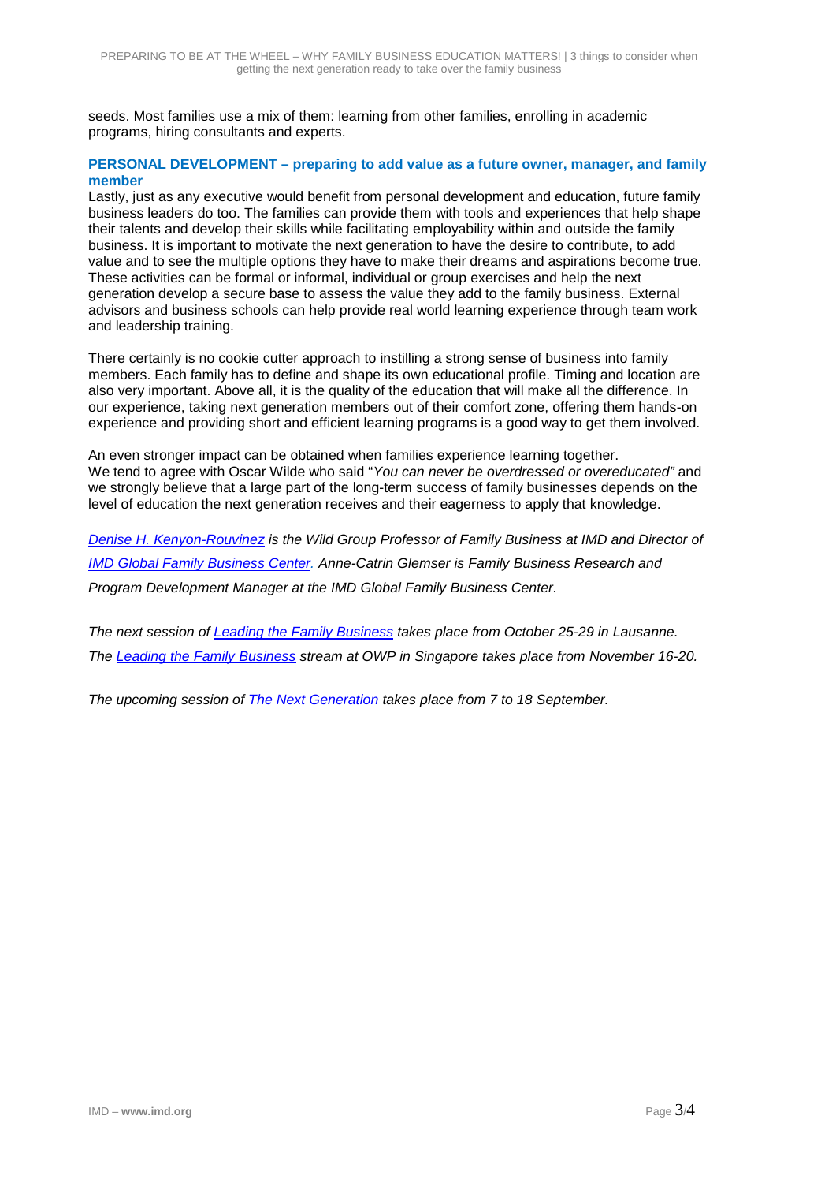seeds. Most families use a mix of them: learning from other families, enrolling in academic programs, hiring consultants and experts.

**PERSONAL DEVELOPMENT – preparing to add value as a future owner, manager, and family member**

Lastly, just as any executive would benefit from personal development and education, future family business leaders do too. The families can provide them with tools and experiences that help shape their talents and develop their skills while facilitating employability within and outside the family business. It is important to motivate the next generation to have the desire to contribute, to add value and to see the multiple options they have to make their dreams and aspirations become true. These activities can be formal or informal, individual or group exercises and help the next generation develop a secure base to assess the value they add to the family business. External advisors and business schools can help provide real world learning experience through team work and leadership training.

There certainly is no cookie cutter approach to instilling a strong sense of business into family members. Each family has to define and shape its own educational profile. Timing and location are also very important. Above all, it is the quality of the education that will make all the difference. In our experience, taking next generation members out of their comfort zone, offering them hands-on experience and providing short and efficient learning programs is a good way to get them involved.

An even stronger impact can be obtained when families experience learning together.
We tend to agree with Oscar Wilde who said "*You can never be overdressed or overeducated"* and we strongly believe that a large part of the long-term success of family businesses depends on the level of education the next generation receives and their eagerness to apply that knowledge.

*Denise H. Kenyon-Rouvinez is the Wild Group Professor of Family Business at IMD and Director of IMD Global Family Business Center. Anne-Catrin Glemser is Family Business Research and Program Development Manager at the IMD Global Family Business Center.*

*The next session of Leading the Family Business takes place from October 25-29 in Lausanne.*
*The Leading the Family Business stream at OWP in Singapore takes place from November 16-20.*

*The upcoming session of The Next Generation takes place from 7 to 18 September.*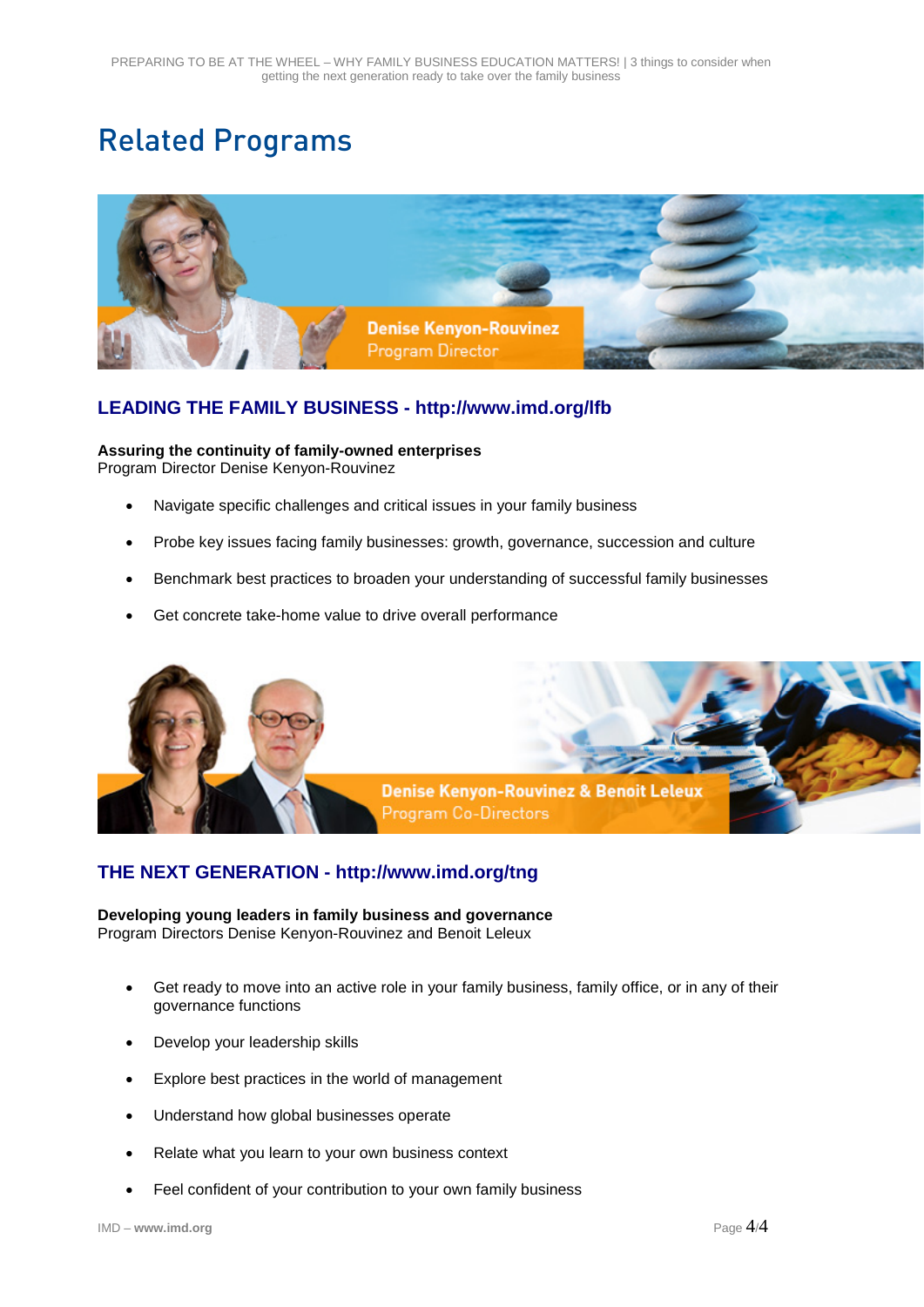# Related Programs

Denise Kenyon-Rouvinez
Program Director

## LEADING THE FAMILY BUSINESS - http://www.imd.org/lfb

**Assuring the continuity of family-owned enterprises**
Program Director Denise Kenyon-Rouvinez

- Navigate specific challenges and critical issues in your family business
- Probe key issues facing family businesses: growth, governance, succession and culture
- Benchmark best practices to broaden your understanding of successful family businesses
- Get concrete take-home value to drive overall performance

Denise Kenyon-Rouvinez & Benoit Leleux
Program Co-Directors

## THE NEXT GENERATION - http://www.imd.org/tng

**Developing young leaders in family business and governance**
Program Directors Denise Kenyon-Rouvinez and Benoit Leleux

- Get ready to move into an active role in your family business, family office, or in any of their governance functions
- Develop your leadership skills
- Explore best practices in the world of management
- Understand how global businesses operate
- Relate what you learn to your own business context
- Feel confident of your contribution to your own family business